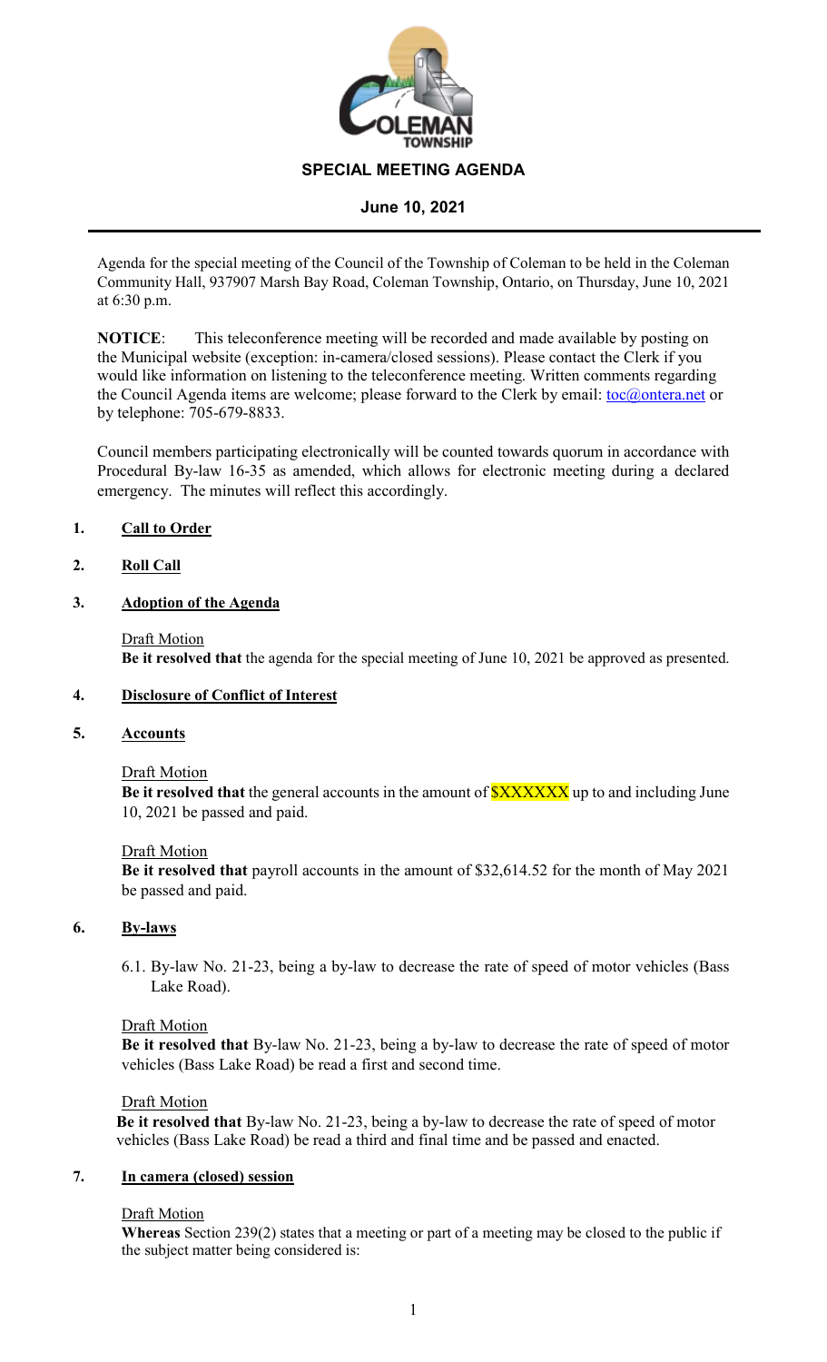# SPECIAL MEETING AGENDA

## June 10, 2021

Agenda for the special meeting of the Council of the Township of Coleman to be held in the Coleman Community Hall, 937907 Marsh Bay Road, Coleman Township, Ontario, on Thursday, June 10, 2021 at 6:30 p.m.

**NOTICE**: This teleconference meeting will be recorded and made available by posting on the Municipal website (exception: in-camera/closed sessions). Please contact the Clerk if you would like information on listening to the teleconference meeting. Written comments regarding the Council Agenda items are welcome; please forward to the Clerk by email: toc@ontera.net or by telephone: 705-679-8833.

Council members participating electronically will be counted towards quorum in accordance with Procedural By-law 16-35 as amended, which allows for electronic meeting during a declared emergency. The minutes will reflect this accordingly.

**1. Call to Order**

**2. Roll Call**

**3. Adoption of the Agenda**

Draft Motion
**Be it resolved that** the agenda for the special meeting of June 10, 2021 be approved as presented.

**4. Disclosure of Conflict of Interest**

**5. Accounts**

Draft Motion
**Be it resolved that** the general accounts in the amount of $XXXXXX up to and including June 10, 2021 be passed and paid.

Draft Motion
**Be it resolved that** payroll accounts in the amount of $32,614.52 for the month of May 2021 be passed and paid.

**6. By-laws**

6.1. By-law No. 21-23, being a by-law to decrease the rate of speed of motor vehicles (Bass Lake Road).

Draft Motion
**Be it resolved that** By-law No. 21-23, being a by-law to decrease the rate of speed of motor vehicles (Bass Lake Road) be read a first and second time.

Draft Motion
**Be it resolved that** By-law No. 21-23, being a by-law to decrease the rate of speed of motor vehicles (Bass Lake Road) be read a third and final time and be passed and enacted.

**7. In camera (closed) session**

Draft Motion
**Whereas** Section 239(2) states that a meeting or part of a meeting may be closed to the public if the subject matter being considered is: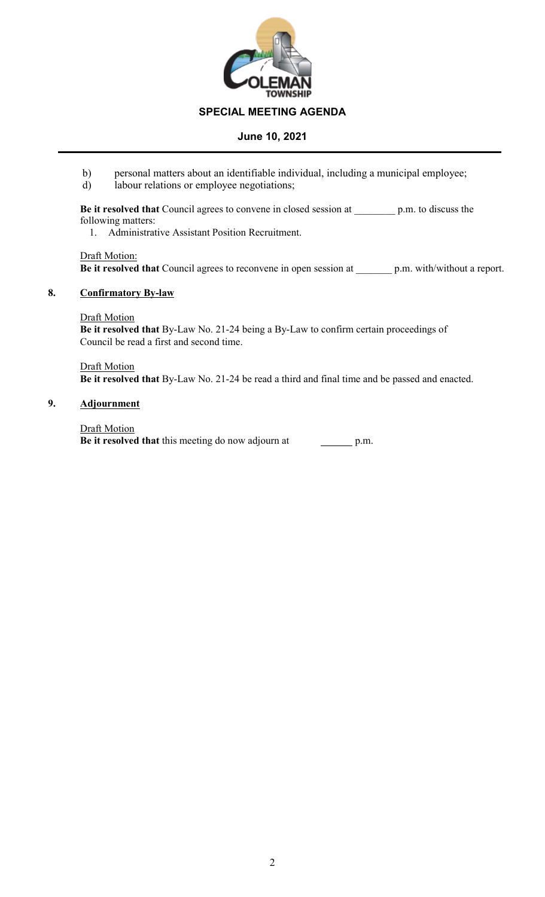b) personal matters about an identifiable individual, including a municipal employee;
d) labour relations or employee negotiations;

**Be it resolved that** Council agrees to convene in closed session at ________ p.m. to discuss the following matters:

1. Administrative Assistant Position Recruitment.

Draft Motion:
**Be it resolved that** Council agrees to reconvene in open session at _______ p.m. with/without a report.

## 8. Confirmatory By-law

Draft Motion
**Be it resolved that** By-Law No. 21-24 being a By-Law to confirm certain proceedings of Council be read a first and second time.

Draft Motion
**Be it resolved that** By-Law No. 21-24 be read a third and final time and be passed and enacted.

## 9. Adjournment

Draft Motion
**Be it resolved that** this meeting do now adjourn at ______ p.m.